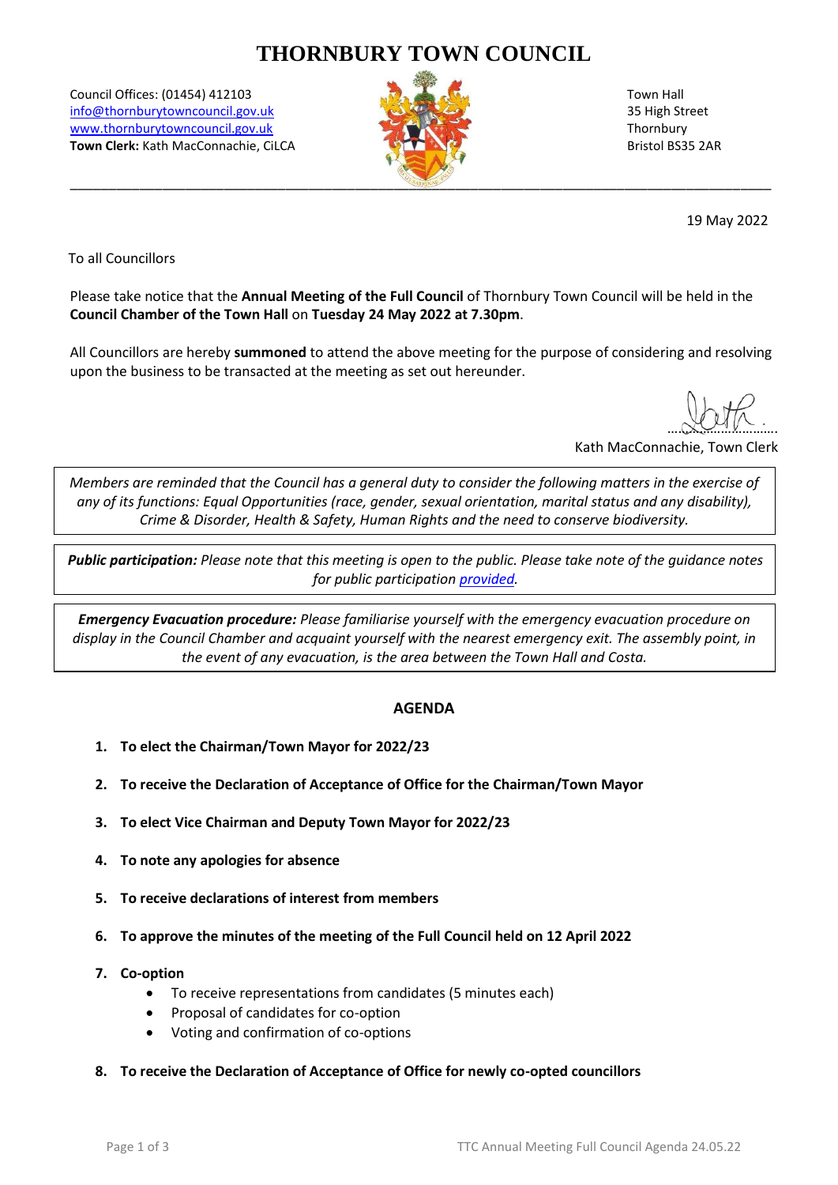# THORNBURY TOWN COUNCIL

Council Offices: (01454) 412103
info@thornburytowncouncil.gov.uk
www.thornburytowncouncil.gov.uk
**Town Clerk:** Kath MacConnachie, CiLCA

Town Hall
35 High Street
Thornbury
Bristol BS35 2AR

19 May 2022

To all Councillors

Please take notice that the **Annual Meeting of the Full Council** of Thornbury Town Council will be held in the **Council Chamber of the Town Hall** on **Tuesday 24 May 2022 at 7.30pm**.

All Councillors are hereby **summoned** to attend the above meeting for the purpose of considering and resolving upon the business to be transacted at the meeting as set out hereunder.

Kath MacConnachie, Town Clerk

*Members are reminded that the Council has a general duty to consider the following matters in the exercise of any of its functions: Equal Opportunities (race, gender, sexual orientation, marital status and any disability), Crime & Disorder, Health & Safety, Human Rights and the need to conserve biodiversity.*

***Public participation:*** *Please note that this meeting is open to the public. Please take note of the guidance notes for public participation provided.*

***Emergency Evacuation procedure:*** *Please familiarise yourself with the emergency evacuation procedure on display in the Council Chamber and acquaint yourself with the nearest emergency exit. The assembly point, in the event of any evacuation, is the area between the Town Hall and Costa.*

## AGENDA

1. **To elect the Chairman/Town Mayor for 2022/23**
2. **To receive the Declaration of Acceptance of Office for the Chairman/Town Mayor**
3. **To elect Vice Chairman and Deputy Town Mayor for 2022/23**
4. **To note any apologies for absence**
5. **To receive declarations of interest from members**
6. **To approve the minutes of the meeting of the Full Council held on 12 April 2022**
7. **Co-option**
   - To receive representations from candidates (5 minutes each)
   - Proposal of candidates for co-option
   - Voting and confirmation of co-options
8. **To receive the Declaration of Acceptance of Office for newly co-opted councillors**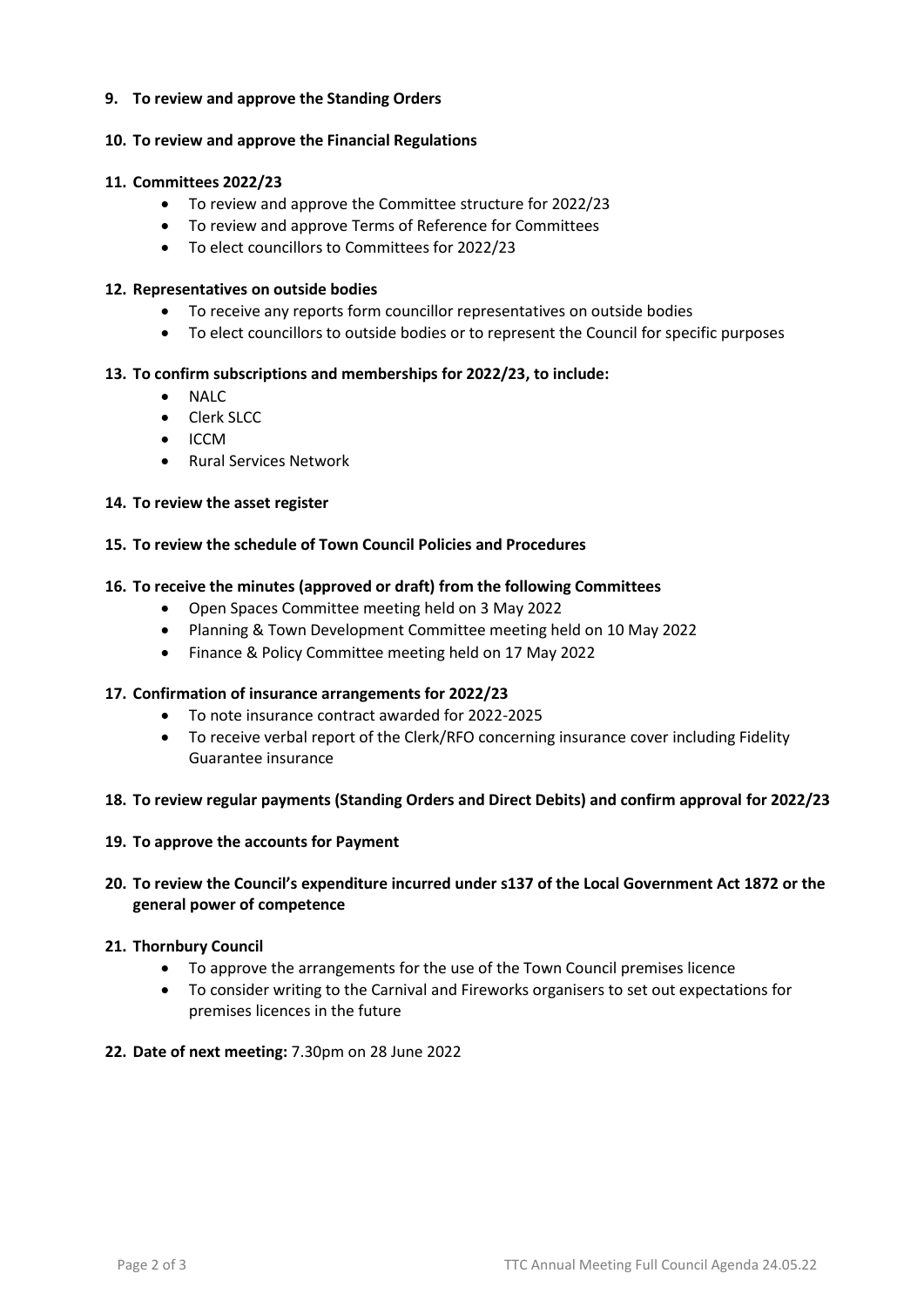**9. To review and approve the Standing Orders**

**10. To review and approve the Financial Regulations**

**11. Committees 2022/23**

- To review and approve the Committee structure for 2022/23
- To review and approve Terms of Reference for Committees
- To elect councillors to Committees for 2022/23

**12. Representatives on outside bodies**

- To receive any reports form councillor representatives on outside bodies
- To elect councillors to outside bodies or to represent the Council for specific purposes

**13. To confirm subscriptions and memberships for 2022/23, to include:**

- NALC
- Clerk SLCC
- ICCM
- Rural Services Network

**14. To review the asset register**

**15. To review the schedule of Town Council Policies and Procedures**

**16. To receive the minutes (approved or draft) from the following Committees**

- Open Spaces Committee meeting held on 3 May 2022
- Planning & Town Development Committee meeting held on 10 May 2022
- Finance & Policy Committee meeting held on 17 May 2022

**17. Confirmation of insurance arrangements for 2022/23**

- To note insurance contract awarded for 2022-2025
- To receive verbal report of the Clerk/RFO concerning insurance cover including Fidelity Guarantee insurance

**18. To review regular payments (Standing Orders and Direct Debits) and confirm approval for 2022/23**

**19. To approve the accounts for Payment**

**20. To review the Council's expenditure incurred under s137 of the Local Government Act 1872 or the general power of competence**

**21. Thornbury Council**

- To approve the arrangements for the use of the Town Council premises licence
- To consider writing to the Carnival and Fireworks organisers to set out expectations for premises licences in the future

**22. Date of next meeting:** 7.30pm on 28 June 2022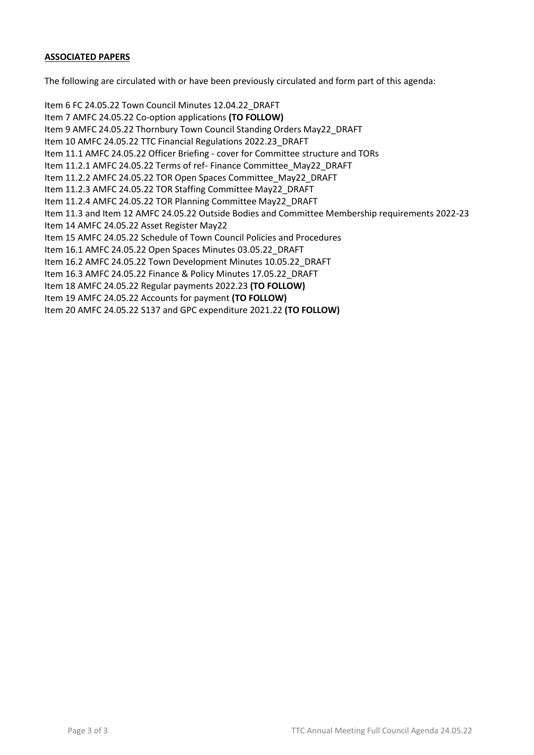**ASSOCIATED PAPERS**

The following are circulated with or have been previously circulated and form part of this agenda:

Item 6 FC 24.05.22 Town Council Minutes 12.04.22_DRAFT  
Item 7 AMFC 24.05.22 Co-option applications **(TO FOLLOW)**  
Item 9 AMFC 24.05.22 Thornbury Town Council Standing Orders May22_DRAFT  
Item 10 AMFC 24.05.22 TTC Financial Regulations 2022.23_DRAFT  
Item 11.1 AMFC 24.05.22 Officer Briefing - cover for Committee structure and TORs  
Item 11.2.1 AMFC 24.05.22 Terms of ref- Finance Committee_May22_DRAFT  
Item 11.2.2 AMFC 24.05.22 TOR Open Spaces Committee_May22_DRAFT  
Item 11.2.3 AMFC 24.05.22 TOR Staffing Committee May22_DRAFT  
Item 11.2.4 AMFC 24.05.22 TOR Planning Committee May22_DRAFT  
Item 11.3 and Item 12 AMFC 24.05.22 Outside Bodies and Committee Membership requirements 2022-23  
Item 14 AMFC 24.05.22 Asset Register May22  
Item 15 AMFC 24.05.22 Schedule of Town Council Policies and Procedures  
Item 16.1 AMFC 24.05.22 Open Spaces Minutes 03.05.22_DRAFT  
Item 16.2 AMFC 24.05.22 Town Development Minutes 10.05.22_DRAFT  
Item 16.3 AMFC 24.05.22 Finance & Policy Minutes 17.05.22_DRAFT  
Item 18 AMFC 24.05.22 Regular payments 2022.23 **(TO FOLLOW)**  
Item 19 AMFC 24.05.22 Accounts for payment **(TO FOLLOW)**  
Item 20 AMFC 24.05.22 S137 and GPC expenditure 2021.22 **(TO FOLLOW)**